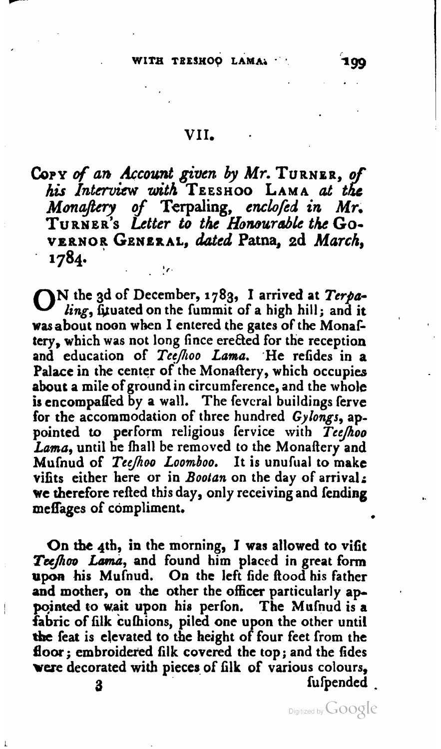## VII.

### Copy *of an Account given by* Mr. Turner, *of his Interview with* Teeshoo Lama *at the Monaftery of* Terpaling, *enclofed in* Mr. Turner's *Letter to the Honourable the* Governor General, *dated* Patna, 2d *March*, 1784.

On the 3d of December, 1783, I arrived at *Terpaling*, fituated on the fummit of a high hill; and it was about noon when I entered the gates of the Monaftery, which was not long fince erected for the reception and education of *Teefhoo Lama*. He refides in a Palace in the center of the Monaftery, which occupies about a mile of ground in circumference, and the whole is encompaffed by a wall. The feveral buildings ferve for the accommodation of three hundred *Gylongs*, appointed to perform religious fervice with *Teefhoo Lama*, until he fhall be removed to the Monaftery and Mufnud of *Teefhoo Loomboo*. It is unufual to make vifits either here or in *Bootan* on the day of arrival: we therefore refted this day, only receiving and fending meffages of compliment.

On the 4th, in the morning, I was allowed to vifit *Teefhoo Lama*, and found him placed in great form upon his Mufnud. On the left fide ftood his father and mother, on the other the officer particularly appointed to wait upon his perfon. The Mufnud is a fabric of filk cufhions, piled one upon the other until the feat is elevated to the height of four feet from the floor; embroidered filk covered the top; and the fides were decorated with pieces of filk of various colours, fufpended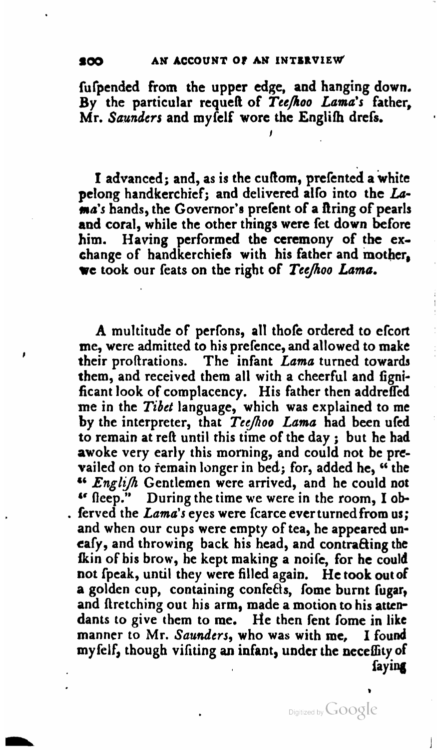fuſpended from the upper edge, and hanging down. By the particular requeſt of *Teeſhoo Lama's* father, Mr. *Saunders* and myſelf wore the Engliſh dreſs.

I advanced; and, as is the cuſtom, preſented a white pelong handkerchief; and delivered alſo into the *Lama's* hands, the Governor's preſent of a ſtring of pearls and coral, while the other things were ſet down before him. Having performed the ceremony of the exchange of handkerchiefs with his father and mother, we took our ſeats on the right of *Teeſhoo Lama.*

A multitude of perſons, all thoſe ordered to eſcort me, were admitted to his preſence, and allowed to make their proſtrations. The infant *Lama* turned towards them, and received them all with a cheerful and ſignificant look of complacency. His father then addreſſed me in the *Tibet* language, which was explained to me by the interpreter, that *Teeſhoo Lama* had been uſed to remain at reſt until this time of the day; but he had awoke very early this morning, and could not be prevailed on to remain longer in bed; for, added he, "the "*Engliſh* Gentlemen were arrived, and he could not "ſleep." During the time we were in the room, I obſerved the *Lama's* eyes were ſcarce ever turned from us; and when our cups were empty of tea, he appeared uneaſy, and throwing back his head, and contracting the ſkin of his brow, he kept making a noiſe, for he could not ſpeak, until they were filled again. He took out of a golden cup, containing confects, ſome burnt ſugar, and ſtretching out his arm, made a motion to his attendants to give them to me. He then ſent ſome in like manner to Mr. *Saunders*, who was with me. I found myſelf, though viſiting an infant, under the neceſſity of ſaying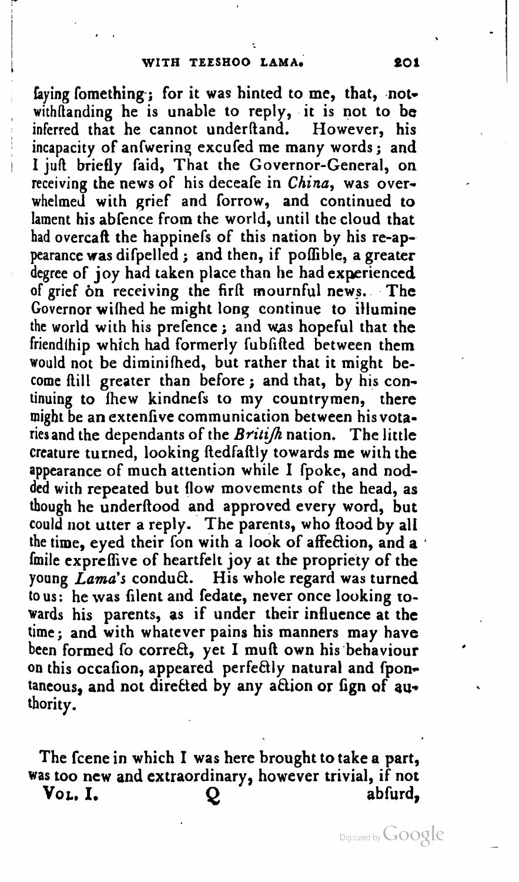faying fomething; for it was hinted to me, that, notwithftanding he is unable to reply, it is not to be inferred that he cannot underftand. However, his incapacity of anfwering excufed me many words; and I juft briefly faid, That the Governor-General, on receiving the news of his deceafe in *China*, was overwhelmed with grief and forrow, and continued to lament his abfence from the world, until the cloud that had overcaft the happinefs of this nation by his re-appearance was difpelled; and then, if poffible, a greater degree of joy had taken place than he had experienced of grief on receiving the firft mournful news. The Governor wifhed he might long continue to illumine the world with his prefence; and was hopeful that the friendfhip which had formerly fubfifted between them would not be diminifhed, but rather that it might become ftill greater than before; and that, by his continuing to fhew kindnefs to my countrymen, there might be an extenfive communication between his votaries and the dependants of the *Britifh* nation. The little creature turned, looking ftedfaftly towards me with the appearance of much attention while I fpoke, and nodded with repeated but flow movements of the head, as though he underftood and approved every word, but could not utter a reply. The parents, who ftood by all the time, eyed their fon with a look of affection, and a fmile expreffive of heartfelt joy at the propriety of the young *Lama's* conduct. His whole regard was turned to us: he was filent and fedate, never once looking towards his parents, as if under their influence at the time; and with whatever pains his manners may have been formed fo correct, yet I muft own his behaviour on this occafion, appeared perfectly natural and fpontaneous, and not directed by any action or fign of authority.

The fcene in which I was here brought to take a part, was too new and extraordinary, however trivial, if not abfurd,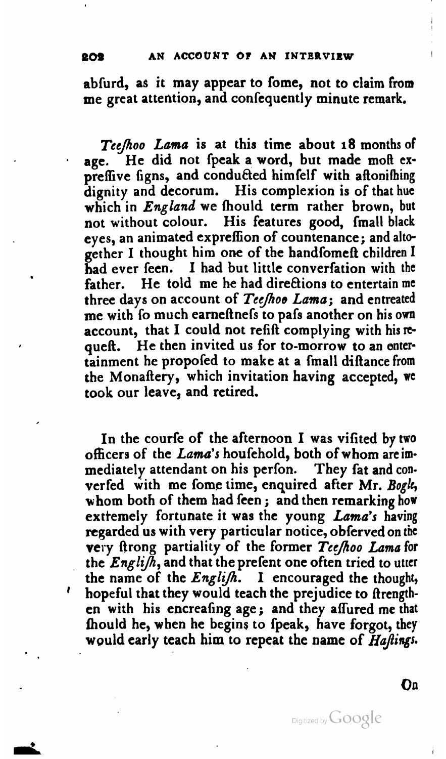abfurd, as it may appear to fome, not to claim from me great attention, and confequently minute remark.

*Teefhoo Lama* is at this time about 18 months of age. He did not fpeak a word, but made moft expreffive figns, and conducted himfelf with aftonifhing dignity and decorum. His complexion is of that hue which in *England* we fhould term rather brown, but not without colour. His features good, fmall black eyes, an animated expreffion of countenance; and altogether I thought him one of the handfomeft children I had ever feen. I had but little converfation with the father. He told me he had directions to entertain me three days on account of *Teefhoo Lama*; and entreated me with fo much earneftnefs to pafs another on his own account, that I could not refift complying with his requeft. He then invited us for to-morrow to an entertainment he propofed to make at a fmall diftance from the Monaftery, which invitation having accepted, we took our leave, and retired.

In the courfe of the afternoon I was vifited by two officers of the *Lama's* houfehold, both of whom are immediately attendant on his perfon. They fat and converfed with me fome time, enquired after Mr. *Bogle*, whom both of them had feen; and then remarking how exttemely fortunate it was the young *Lama's* having regarded us with very particular notice, obferved on the very ftrong partiality of the former *Teefhoo Lama* for the *Englifh*, and that the prefent one often tried to utter the name of the *Englifh*. I encouraged the thought, hopeful that they would teach the prejudice to ftrengthen with his encreafing age; and they affured me that fhould he, when he begins to fpeak, have forgot, they would early teach him to repeat the name of *Haftings*.

On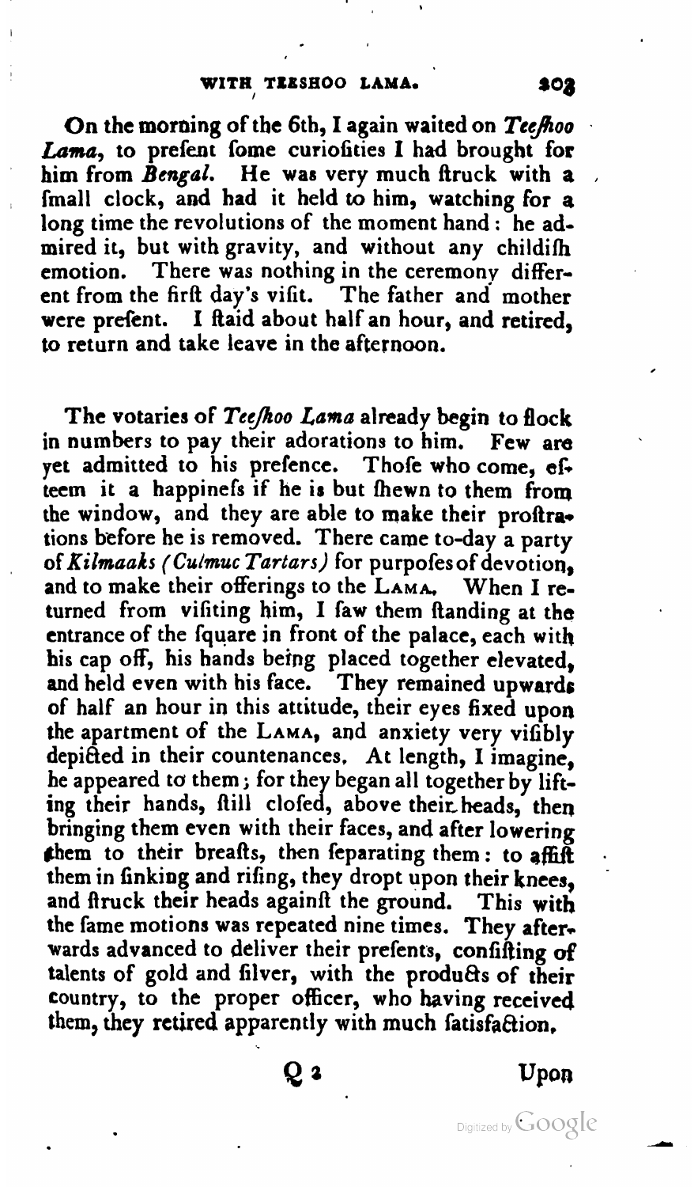On the morning of the 6th, I again waited on *Teeſhoo Lama*, to preſent ſome curioſities I had brought for him from *Bengal*. He was very much ſtruck with a ſmall clock, and had it held to him, watching for a long time the revolutions of the moment hand: he admired it, but with gravity, and without any childiſh emotion. There was nothing in the ceremony different from the firſt day's viſit. The father and mother were preſent. I ſtaid about half an hour, and retired, to return and take leave in the afternoon.

The votaries of *Teeſhoo Lama* already begin to flock in numbers to pay their adorations to him. Few are yet admitted to his preſence. Thoſe who come, eſteem it a happineſs if he is but ſhewn to them from the window, and they are able to make their proſtrations before he is removed. There came to-day a party of *Kilmaaks (Culmuc Tartars)* for purpoſes of devotion, and to make their offerings to the LAMA. When I returned from viſiting him, I ſaw them ſtanding at the entrance of the ſquare in front of the palace, each with his cap off, his hands being placed together elevated, and held even with his face. They remained upwards of half an hour in this attitude, their eyes fixed upon the apartment of the LAMA, and anxiety very viſibly depicted in their countenances. At length, I imagine, he appeared to them; for they began all together by lifting their hands, ſtill cloſed, above their heads, then bringing them even with their faces, and after lowering them to their breaſts, then ſeparating them: to aſſiſt them in ſinking and riſing, they dropt upon their knees, and ſtruck their heads againſt the ground. This with the ſame motions was repeated nine times. They afterwards advanced to deliver their preſents, conſiſting of talents of gold and ſilver, with the products of their country, to the proper officer, who having received them, they retired apparently with much ſatisfaction.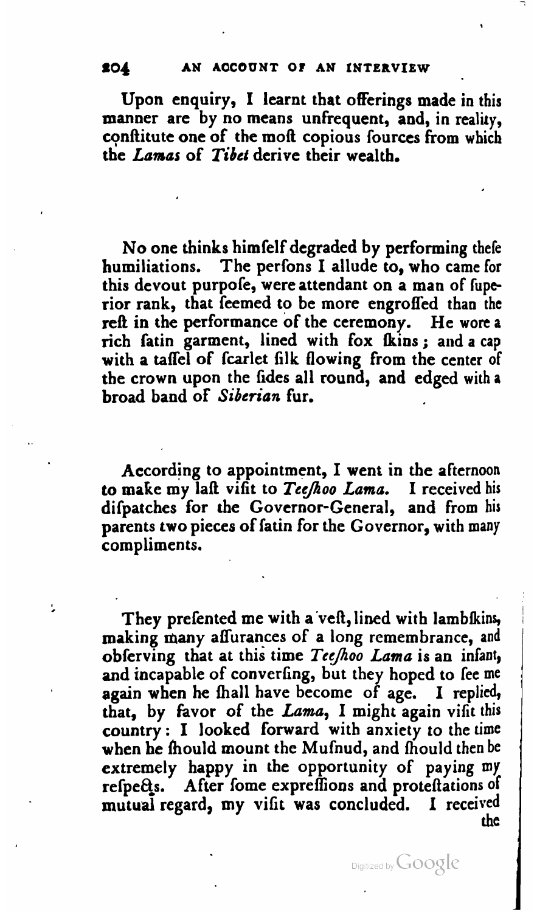Upon enquiry, I learnt that offerings made in this manner are by no means unfrequent, and, in reality, conftitute one of the moft copious fources from which the *Lamas* of *Tibet* derive their wealth.

No one thinks himfelf degraded by performing thefe humiliations. The perfons I allude to, who came for this devout purpofe, were attendant on a man of fuperior rank, that feemed to be more engroffed than the reft in the performance of the ceremony. He wore a rich fatin garment, lined with fox fkins; and a cap with a taffel of fcarlet filk flowing from the center of the crown upon the fides all round, and edged with a broad band of *Siberian* fur.

According to appointment, I went in the afternoon to make my laft vifit to *Teefhoo Lama.* I received his difpatches for the Governor-General, and from his parents two pieces of fatin for the Governor, with many compliments.

They prefented me with a veft, lined with lambfkins, making many affurances of a long remembrance, and obferving that at this time *Teefhoo Lama* is an infant, and incapable of converfing, but they hoped to fee me again when he fhall have become of age. I replied, that, by favor of the *Lama*, I might again vifit this country: I looked forward with anxiety to the time when he fhould mount the Mufnud, and fhould then be extremely happy in the opportunity of paying my refpects. After fome expreffions and proteftations of mutual regard, my vifit was concluded. I received the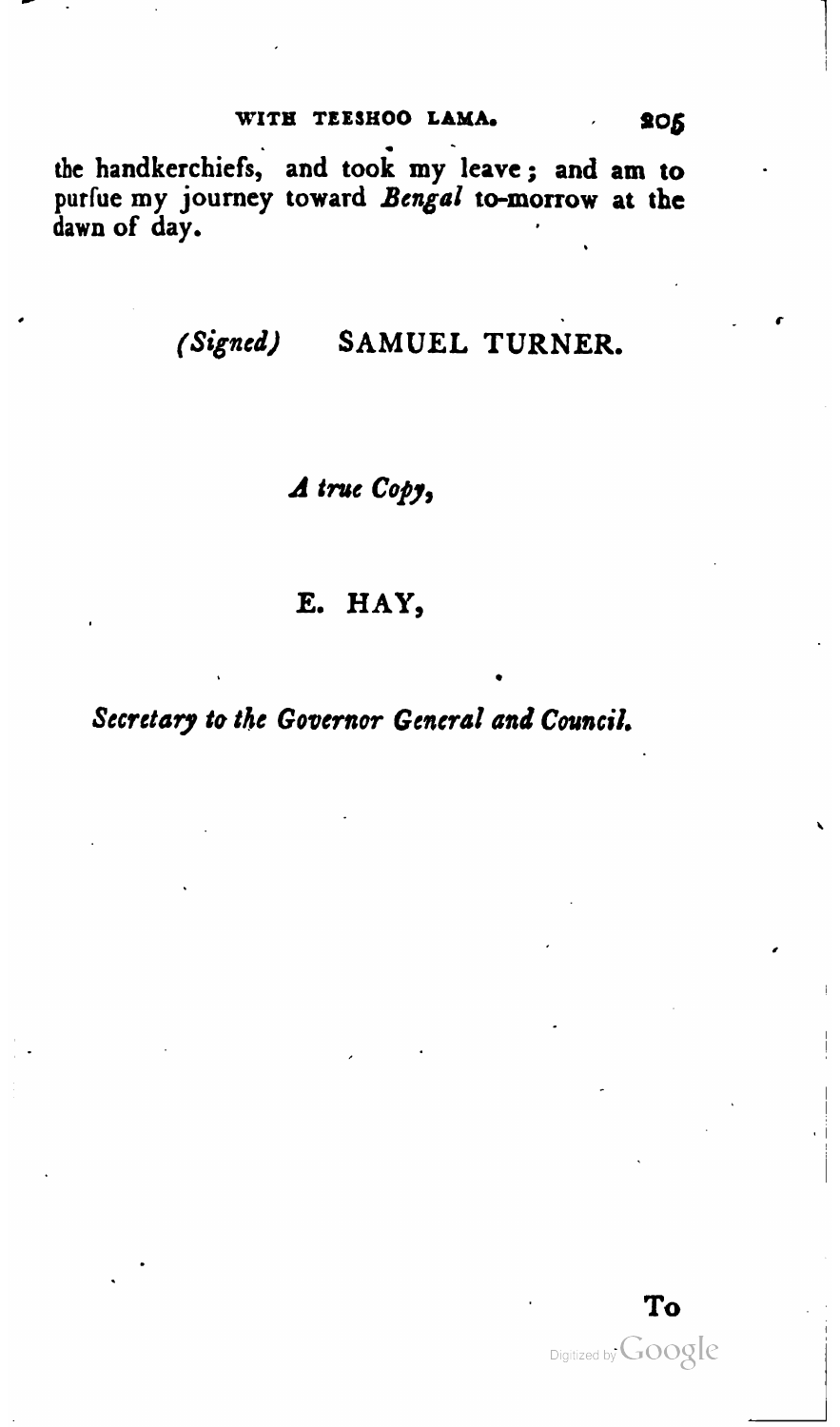the handkerchiefs, and took my leave; and am to purfue my journey toward *Bengal* to-morrow at the dawn of day.

*(Signed)* SAMUEL TURNER.

*A true Copy,*

E. HAY,

*Secretary to the Governor General and Council.*

To